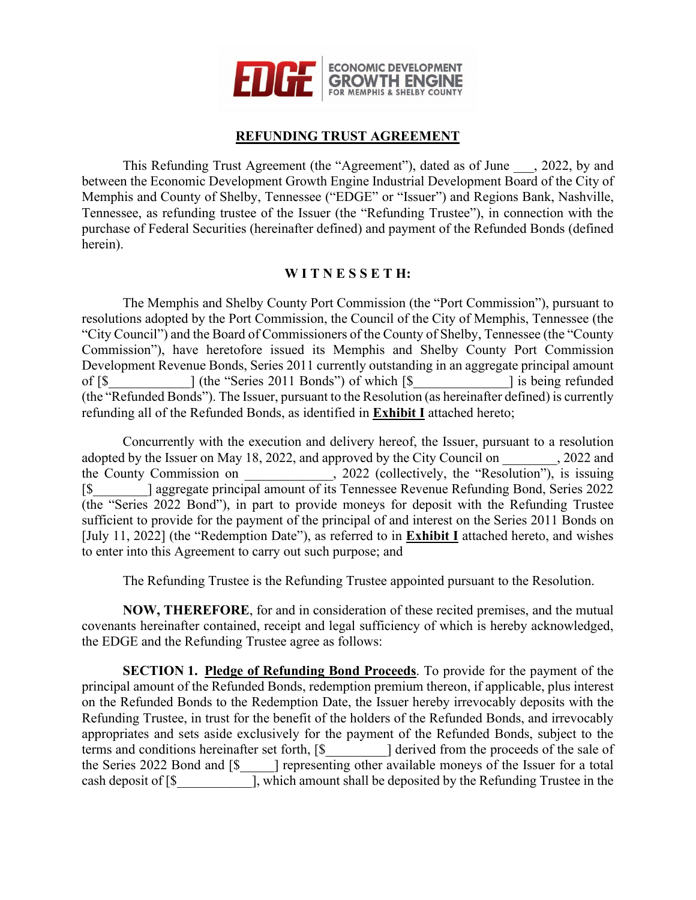EDGE ECONOMIC DEVELOPMENT GROWTH ENGINE FOR MEMPHIS & SHELBY COUNTY

# REFUNDING TRUST AGREEMENT

This Refunding Trust Agreement (the "Agreement"), dated as of June ___, 2022, by and between the Economic Development Growth Engine Industrial Development Board of the City of Memphis and County of Shelby, Tennessee ("EDGE" or "Issuer") and Regions Bank, Nashville, Tennessee, as refunding trustee of the Issuer (the "Refunding Trustee"), in connection with the purchase of Federal Securities (hereinafter defined) and payment of the Refunded Bonds (defined herein).

## W I T N E S S E T H:

The Memphis and Shelby County Port Commission (the "Port Commission"), pursuant to resolutions adopted by the Port Commission, the Council of the City of Memphis, Tennessee (the "City Council") and the Board of Commissioners of the County of Shelby, Tennessee (the "County Commission"), have heretofore issued its Memphis and Shelby County Port Commission Development Revenue Bonds, Series 2011 currently outstanding in an aggregate principal amount of [$____________] (the "Series 2011 Bonds") of which [$______________] is being refunded (the "Refunded Bonds"). The Issuer, pursuant to the Resolution (as hereinafter defined) is currently refunding all of the Refunded Bonds, as identified in **Exhibit I** attached hereto;

Concurrently with the execution and delivery hereof, the Issuer, pursuant to a resolution adopted by the Issuer on May 18, 2022, and approved by the City Council on ________, 2022 and the County Commission on _____________, 2022 (collectively, the "Resolution"), is issuing [$________] aggregate principal amount of its Tennessee Revenue Refunding Bond, Series 2022 (the "Series 2022 Bond"), in part to provide moneys for deposit with the Refunding Trustee sufficient to provide for the payment of the principal of and interest on the Series 2011 Bonds on [July 11, 2022] (the "Redemption Date"), as referred to in **Exhibit I** attached hereto, and wishes to enter into this Agreement to carry out such purpose; and

The Refunding Trustee is the Refunding Trustee appointed pursuant to the Resolution.

**NOW, THEREFORE**, for and in consideration of these recited premises, and the mutual covenants hereinafter contained, receipt and legal sufficiency of which is hereby acknowledged, the EDGE and the Refunding Trustee agree as follows:

**SECTION 1. Pledge of Refunding Bond Proceeds**. To provide for the payment of the principal amount of the Refunded Bonds, redemption premium thereon, if applicable, plus interest on the Refunded Bonds to the Redemption Date, the Issuer hereby irrevocably deposits with the Refunding Trustee, in trust for the benefit of the holders of the Refunded Bonds, and irrevocably appropriates and sets aside exclusively for the payment of the Refunded Bonds, subject to the terms and conditions hereinafter set forth, [$_________] derived from the proceeds of the sale of the Series 2022 Bond and [$_____] representing other available moneys of the Issuer for a total cash deposit of [$___________], which amount shall be deposited by the Refunding Trustee in the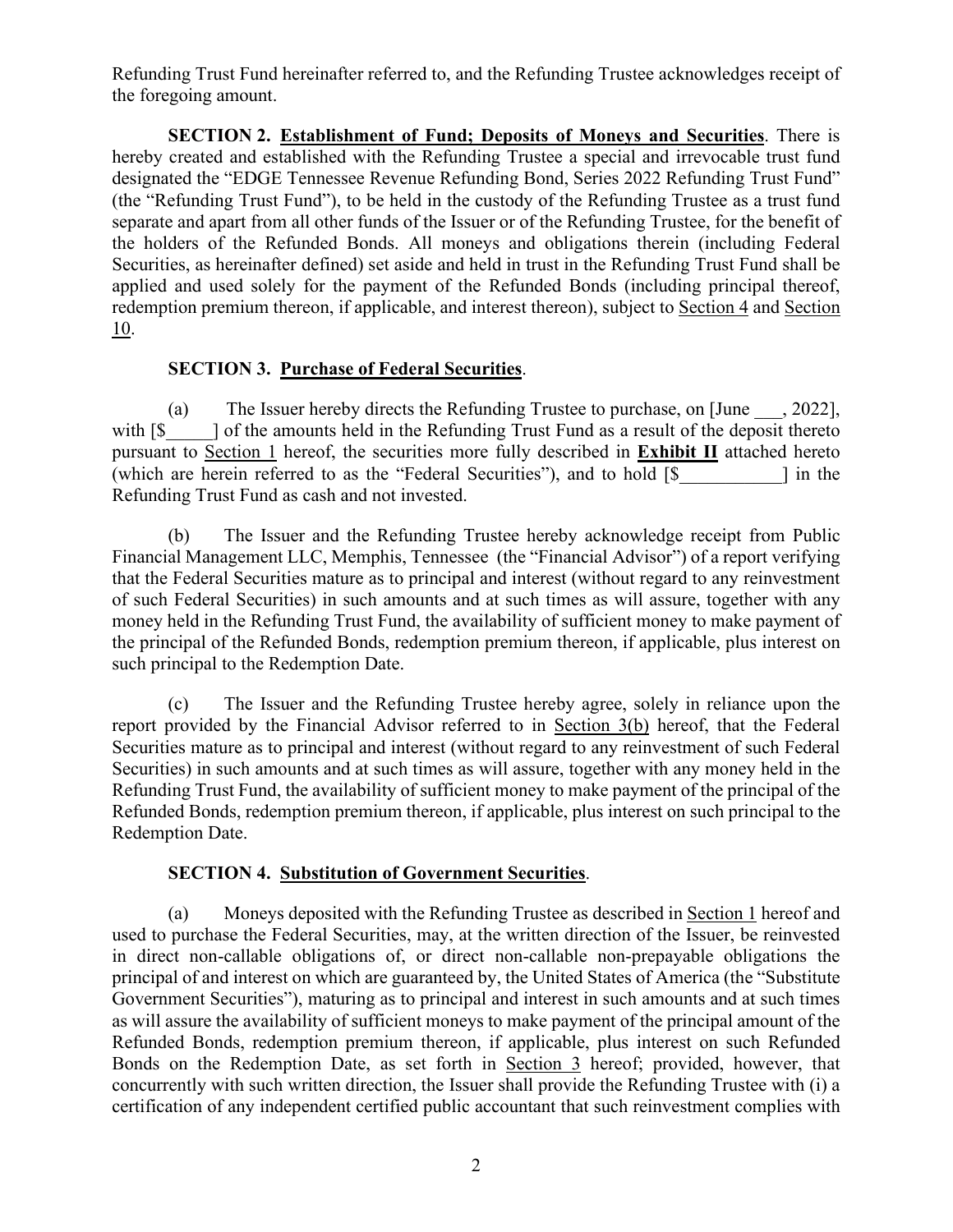Refunding Trust Fund hereinafter referred to, and the Refunding Trustee acknowledges receipt of the foregoing amount.

**SECTION 2. Establishment of Fund; Deposits of Moneys and Securities**. There is hereby created and established with the Refunding Trustee a special and irrevocable trust fund designated the "EDGE Tennessee Revenue Refunding Bond, Series 2022 Refunding Trust Fund" (the "Refunding Trust Fund"), to be held in the custody of the Refunding Trustee as a trust fund separate and apart from all other funds of the Issuer or of the Refunding Trustee, for the benefit of the holders of the Refunded Bonds. All moneys and obligations therein (including Federal Securities, as hereinafter defined) set aside and held in trust in the Refunding Trust Fund shall be applied and used solely for the payment of the Refunded Bonds (including principal thereof, redemption premium thereon, if applicable, and interest thereon), subject to Section 4 and Section 10.

**SECTION 3. Purchase of Federal Securities**.

(a) The Issuer hereby directs the Refunding Trustee to purchase, on [June ___, 2022], with [$_____] of the amounts held in the Refunding Trust Fund as a result of the deposit thereto pursuant to Section 1 hereof, the securities more fully described in **Exhibit II** attached hereto (which are herein referred to as the "Federal Securities"), and to hold [$___________] in the Refunding Trust Fund as cash and not invested.

(b) The Issuer and the Refunding Trustee hereby acknowledge receipt from Public Financial Management LLC, Memphis, Tennessee (the "Financial Advisor") of a report verifying that the Federal Securities mature as to principal and interest (without regard to any reinvestment of such Federal Securities) in such amounts and at such times as will assure, together with any money held in the Refunding Trust Fund, the availability of sufficient money to make payment of the principal of the Refunded Bonds, redemption premium thereon, if applicable, plus interest on such principal to the Redemption Date.

(c) The Issuer and the Refunding Trustee hereby agree, solely in reliance upon the report provided by the Financial Advisor referred to in Section 3(b) hereof, that the Federal Securities mature as to principal and interest (without regard to any reinvestment of such Federal Securities) in such amounts and at such times as will assure, together with any money held in the Refunding Trust Fund, the availability of sufficient money to make payment of the principal of the Refunded Bonds, redemption premium thereon, if applicable, plus interest on such principal to the Redemption Date.

**SECTION 4. Substitution of Government Securities**.

(a) Moneys deposited with the Refunding Trustee as described in Section 1 hereof and used to purchase the Federal Securities, may, at the written direction of the Issuer, be reinvested in direct non-callable obligations of, or direct non-callable non-prepayable obligations the principal of and interest on which are guaranteed by, the United States of America (the "Substitute Government Securities"), maturing as to principal and interest in such amounts and at such times as will assure the availability of sufficient moneys to make payment of the principal amount of the Refunded Bonds, redemption premium thereon, if applicable, plus interest on such Refunded Bonds on the Redemption Date, as set forth in Section 3 hereof; provided, however, that concurrently with such written direction, the Issuer shall provide the Refunding Trustee with (i) a certification of any independent certified public accountant that such reinvestment complies with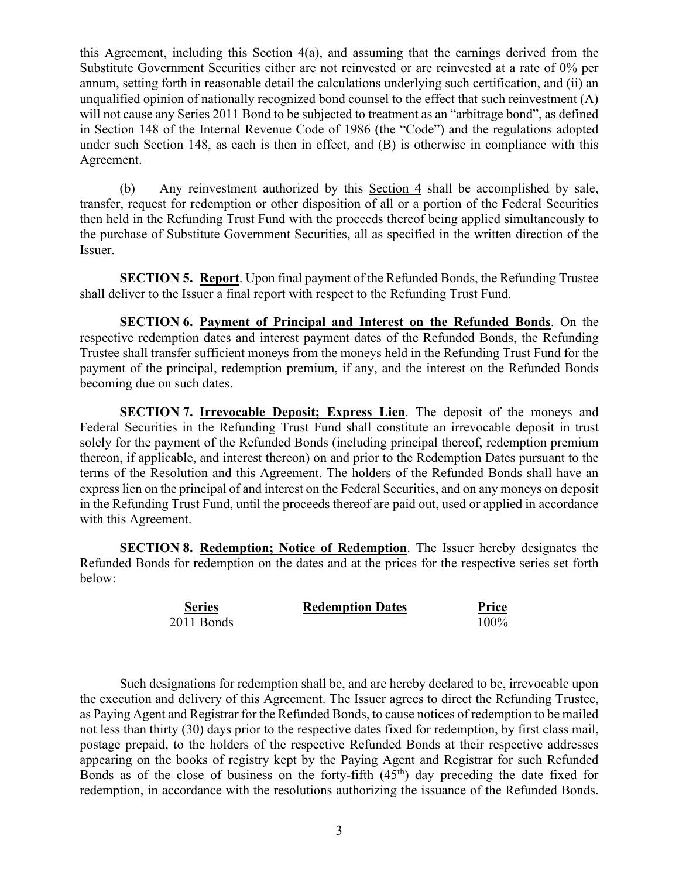this Agreement, including this Section 4(a), and assuming that the earnings derived from the Substitute Government Securities either are not reinvested or are reinvested at a rate of 0% per annum, setting forth in reasonable detail the calculations underlying such certification, and (ii) an unqualified opinion of nationally recognized bond counsel to the effect that such reinvestment (A) will not cause any Series 2011 Bond to be subjected to treatment as an "arbitrage bond", as defined in Section 148 of the Internal Revenue Code of 1986 (the "Code") and the regulations adopted under such Section 148, as each is then in effect, and (B) is otherwise in compliance with this Agreement.

(b) Any reinvestment authorized by this Section 4 shall be accomplished by sale, transfer, request for redemption or other disposition of all or a portion of the Federal Securities then held in the Refunding Trust Fund with the proceeds thereof being applied simultaneously to the purchase of Substitute Government Securities, all as specified in the written direction of the Issuer.

**SECTION 5. Report**. Upon final payment of the Refunded Bonds, the Refunding Trustee shall deliver to the Issuer a final report with respect to the Refunding Trust Fund.

**SECTION 6. Payment of Principal and Interest on the Refunded Bonds**. On the respective redemption dates and interest payment dates of the Refunded Bonds, the Refunding Trustee shall transfer sufficient moneys from the moneys held in the Refunding Trust Fund for the payment of the principal, redemption premium, if any, and the interest on the Refunded Bonds becoming due on such dates.

**SECTION 7. Irrevocable Deposit; Express Lien**. The deposit of the moneys and Federal Securities in the Refunding Trust Fund shall constitute an irrevocable deposit in trust solely for the payment of the Refunded Bonds (including principal thereof, redemption premium thereon, if applicable, and interest thereon) on and prior to the Redemption Dates pursuant to the terms of the Resolution and this Agreement. The holders of the Refunded Bonds shall have an express lien on the principal of and interest on the Federal Securities, and on any moneys on deposit in the Refunding Trust Fund, until the proceeds thereof are paid out, used or applied in accordance with this Agreement.

**SECTION 8. Redemption; Notice of Redemption**. The Issuer hereby designates the Refunded Bonds for redemption on the dates and at the prices for the respective series set forth below:

| Series | Redemption Dates | Price |
|---|---|---|
| 2011 Bonds | | 100% |

Such designations for redemption shall be, and are hereby declared to be, irrevocable upon the execution and delivery of this Agreement. The Issuer agrees to direct the Refunding Trustee, as Paying Agent and Registrar for the Refunded Bonds, to cause notices of redemption to be mailed not less than thirty (30) days prior to the respective dates fixed for redemption, by first class mail, postage prepaid, to the holders of the respective Refunded Bonds at their respective addresses appearing on the books of registry kept by the Paying Agent and Registrar for such Refunded Bonds as of the close of business on the forty-fifth (45th) day preceding the date fixed for redemption, in accordance with the resolutions authorizing the issuance of the Refunded Bonds.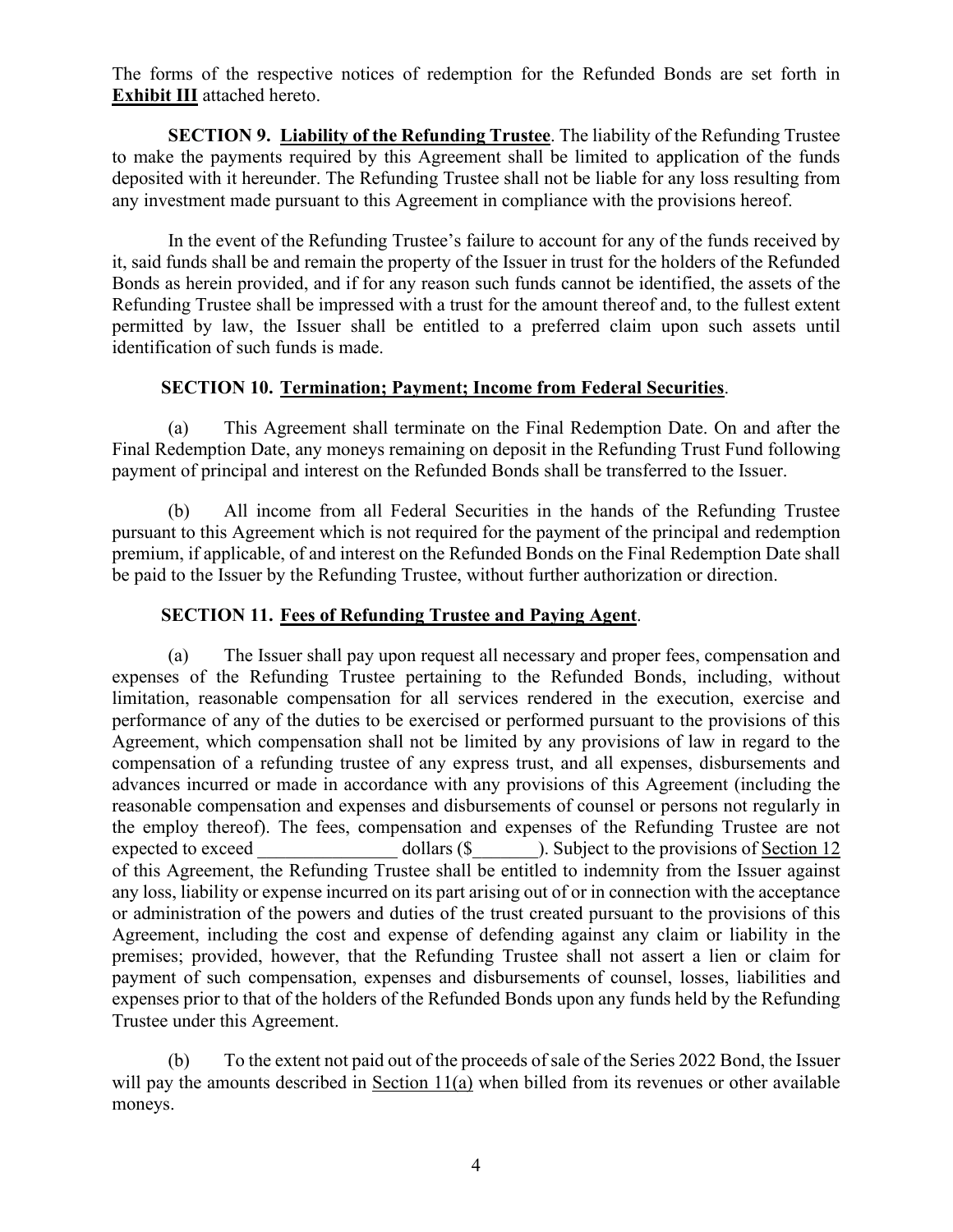The forms of the respective notices of redemption for the Refunded Bonds are set forth in **Exhibit III** attached hereto.

**SECTION 9. Liability of the Refunding Trustee**. The liability of the Refunding Trustee to make the payments required by this Agreement shall be limited to application of the funds deposited with it hereunder. The Refunding Trustee shall not be liable for any loss resulting from any investment made pursuant to this Agreement in compliance with the provisions hereof.

In the event of the Refunding Trustee's failure to account for any of the funds received by it, said funds shall be and remain the property of the Issuer in trust for the holders of the Refunded Bonds as herein provided, and if for any reason such funds cannot be identified, the assets of the Refunding Trustee shall be impressed with a trust for the amount thereof and, to the fullest extent permitted by law, the Issuer shall be entitled to a preferred claim upon such assets until identification of such funds is made.

**SECTION 10. Termination; Payment; Income from Federal Securities**.

(a) This Agreement shall terminate on the Final Redemption Date. On and after the Final Redemption Date, any moneys remaining on deposit in the Refunding Trust Fund following payment of principal and interest on the Refunded Bonds shall be transferred to the Issuer.

(b) All income from all Federal Securities in the hands of the Refunding Trustee pursuant to this Agreement which is not required for the payment of the principal and redemption premium, if applicable, of and interest on the Refunded Bonds on the Final Redemption Date shall be paid to the Issuer by the Refunding Trustee, without further authorization or direction.

**SECTION 11. Fees of Refunding Trustee and Paying Agent**.

(a) The Issuer shall pay upon request all necessary and proper fees, compensation and expenses of the Refunding Trustee pertaining to the Refunded Bonds, including, without limitation, reasonable compensation for all services rendered in the execution, exercise and performance of any of the duties to be exercised or performed pursuant to the provisions of this Agreement, which compensation shall not be limited by any provisions of law in regard to the compensation of a refunding trustee of any express trust, and all expenses, disbursements and advances incurred or made in accordance with any provisions of this Agreement (including the reasonable compensation and expenses and disbursements of counsel or persons not regularly in the employ thereof). The fees, compensation and expenses of the Refunding Trustee are not expected to exceed _______________ dollars ($_______). Subject to the provisions of Section 12 of this Agreement, the Refunding Trustee shall be entitled to indemnity from the Issuer against any loss, liability or expense incurred on its part arising out of or in connection with the acceptance or administration of the powers and duties of the trust created pursuant to the provisions of this Agreement, including the cost and expense of defending against any claim or liability in the premises; provided, however, that the Refunding Trustee shall not assert a lien or claim for payment of such compensation, expenses and disbursements of counsel, losses, liabilities and expenses prior to that of the holders of the Refunded Bonds upon any funds held by the Refunding Trustee under this Agreement.

(b) To the extent not paid out of the proceeds of sale of the Series 2022 Bond, the Issuer will pay the amounts described in Section 11(a) when billed from its revenues or other available moneys.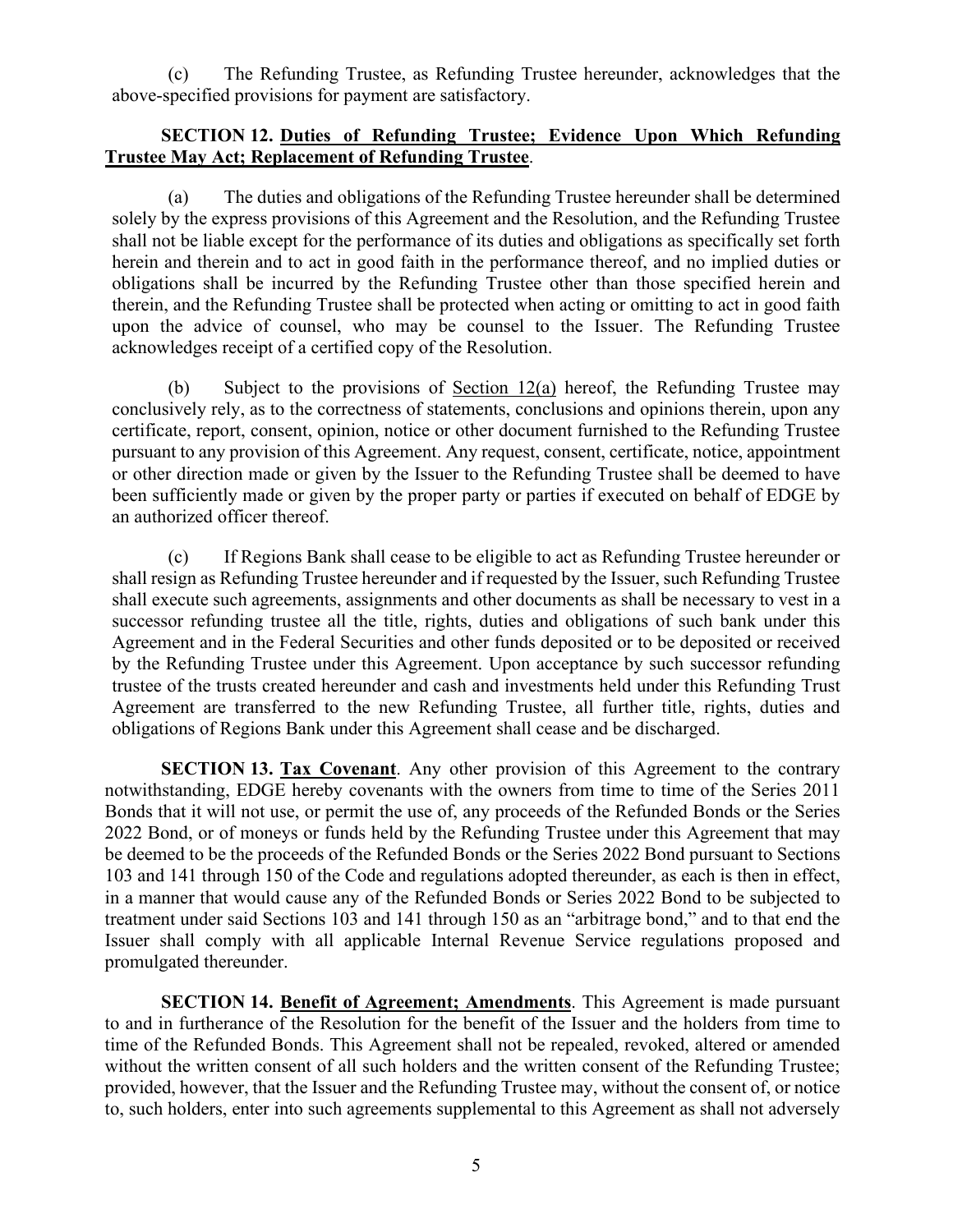(c) The Refunding Trustee, as Refunding Trustee hereunder, acknowledges that the above-specified provisions for payment are satisfactory.

**SECTION 12. Duties of Refunding Trustee; Evidence Upon Which Refunding Trustee May Act; Replacement of Refunding Trustee**.

(a) The duties and obligations of the Refunding Trustee hereunder shall be determined solely by the express provisions of this Agreement and the Resolution, and the Refunding Trustee shall not be liable except for the performance of its duties and obligations as specifically set forth herein and therein and to act in good faith in the performance thereof, and no implied duties or obligations shall be incurred by the Refunding Trustee other than those specified herein and therein, and the Refunding Trustee shall be protected when acting or omitting to act in good faith upon the advice of counsel, who may be counsel to the Issuer. The Refunding Trustee acknowledges receipt of a certified copy of the Resolution.

(b) Subject to the provisions of Section 12(a) hereof, the Refunding Trustee may conclusively rely, as to the correctness of statements, conclusions and opinions therein, upon any certificate, report, consent, opinion, notice or other document furnished to the Refunding Trustee pursuant to any provision of this Agreement. Any request, consent, certificate, notice, appointment or other direction made or given by the Issuer to the Refunding Trustee shall be deemed to have been sufficiently made or given by the proper party or parties if executed on behalf of EDGE by an authorized officer thereof.

(c) If Regions Bank shall cease to be eligible to act as Refunding Trustee hereunder or shall resign as Refunding Trustee hereunder and if requested by the Issuer, such Refunding Trustee shall execute such agreements, assignments and other documents as shall be necessary to vest in a successor refunding trustee all the title, rights, duties and obligations of such bank under this Agreement and in the Federal Securities and other funds deposited or to be deposited or received by the Refunding Trustee under this Agreement. Upon acceptance by such successor refunding trustee of the trusts created hereunder and cash and investments held under this Refunding Trust Agreement are transferred to the new Refunding Trustee, all further title, rights, duties and obligations of Regions Bank under this Agreement shall cease and be discharged.

**SECTION 13. Tax Covenant**. Any other provision of this Agreement to the contrary notwithstanding, EDGE hereby covenants with the owners from time to time of the Series 2011 Bonds that it will not use, or permit the use of, any proceeds of the Refunded Bonds or the Series 2022 Bond, or of moneys or funds held by the Refunding Trustee under this Agreement that may be deemed to be the proceeds of the Refunded Bonds or the Series 2022 Bond pursuant to Sections 103 and 141 through 150 of the Code and regulations adopted thereunder, as each is then in effect, in a manner that would cause any of the Refunded Bonds or Series 2022 Bond to be subjected to treatment under said Sections 103 and 141 through 150 as an "arbitrage bond," and to that end the Issuer shall comply with all applicable Internal Revenue Service regulations proposed and promulgated thereunder.

**SECTION 14. Benefit of Agreement; Amendments**. This Agreement is made pursuant to and in furtherance of the Resolution for the benefit of the Issuer and the holders from time to time of the Refunded Bonds. This Agreement shall not be repealed, revoked, altered or amended without the written consent of all such holders and the written consent of the Refunding Trustee; provided, however, that the Issuer and the Refunding Trustee may, without the consent of, or notice to, such holders, enter into such agreements supplemental to this Agreement as shall not adversely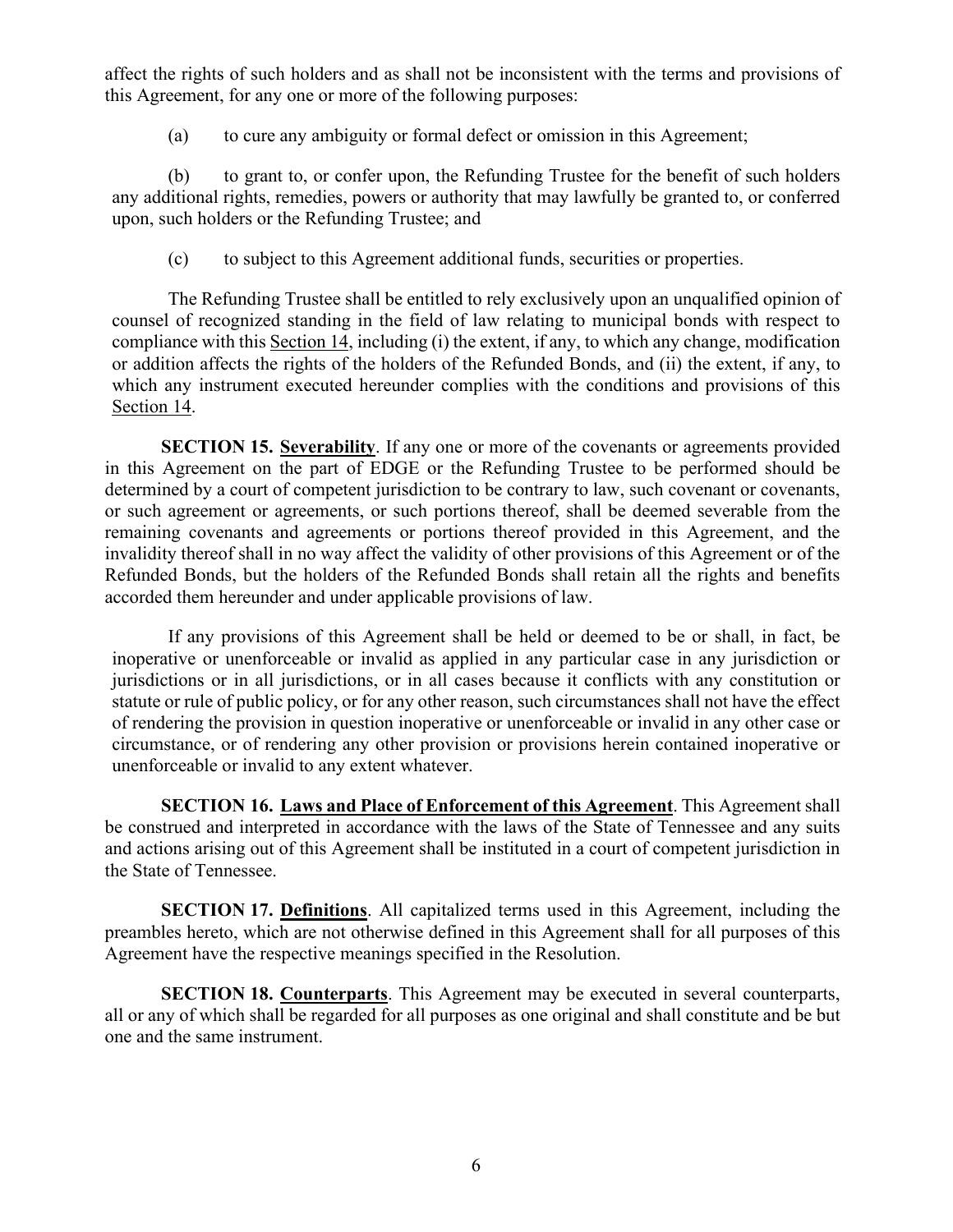affect the rights of such holders and as shall not be inconsistent with the terms and provisions of this Agreement, for any one or more of the following purposes:

(a) to cure any ambiguity or formal defect or omission in this Agreement;

(b) to grant to, or confer upon, the Refunding Trustee for the benefit of such holders any additional rights, remedies, powers or authority that may lawfully be granted to, or conferred upon, such holders or the Refunding Trustee; and

(c) to subject to this Agreement additional funds, securities or properties.

The Refunding Trustee shall be entitled to rely exclusively upon an unqualified opinion of counsel of recognized standing in the field of law relating to municipal bonds with respect to compliance with this Section 14, including (i) the extent, if any, to which any change, modification or addition affects the rights of the holders of the Refunded Bonds, and (ii) the extent, if any, to which any instrument executed hereunder complies with the conditions and provisions of this Section 14.

**SECTION 15. Severability**. If any one or more of the covenants or agreements provided in this Agreement on the part of EDGE or the Refunding Trustee to be performed should be determined by a court of competent jurisdiction to be contrary to law, such covenant or covenants, or such agreement or agreements, or such portions thereof, shall be deemed severable from the remaining covenants and agreements or portions thereof provided in this Agreement, and the invalidity thereof shall in no way affect the validity of other provisions of this Agreement or of the Refunded Bonds, but the holders of the Refunded Bonds shall retain all the rights and benefits accorded them hereunder and under applicable provisions of law.

If any provisions of this Agreement shall be held or deemed to be or shall, in fact, be inoperative or unenforceable or invalid as applied in any particular case in any jurisdiction or jurisdictions or in all jurisdictions, or in all cases because it conflicts with any constitution or statute or rule of public policy, or for any other reason, such circumstances shall not have the effect of rendering the provision in question inoperative or unenforceable or invalid in any other case or circumstance, or of rendering any other provision or provisions herein contained inoperative or unenforceable or invalid to any extent whatever.

**SECTION 16. Laws and Place of Enforcement of this Agreement**. This Agreement shall be construed and interpreted in accordance with the laws of the State of Tennessee and any suits and actions arising out of this Agreement shall be instituted in a court of competent jurisdiction in the State of Tennessee.

**SECTION 17. Definitions**. All capitalized terms used in this Agreement, including the preambles hereto, which are not otherwise defined in this Agreement shall for all purposes of this Agreement have the respective meanings specified in the Resolution.

**SECTION 18. Counterparts**. This Agreement may be executed in several counterparts, all or any of which shall be regarded for all purposes as one original and shall constitute and be but one and the same instrument.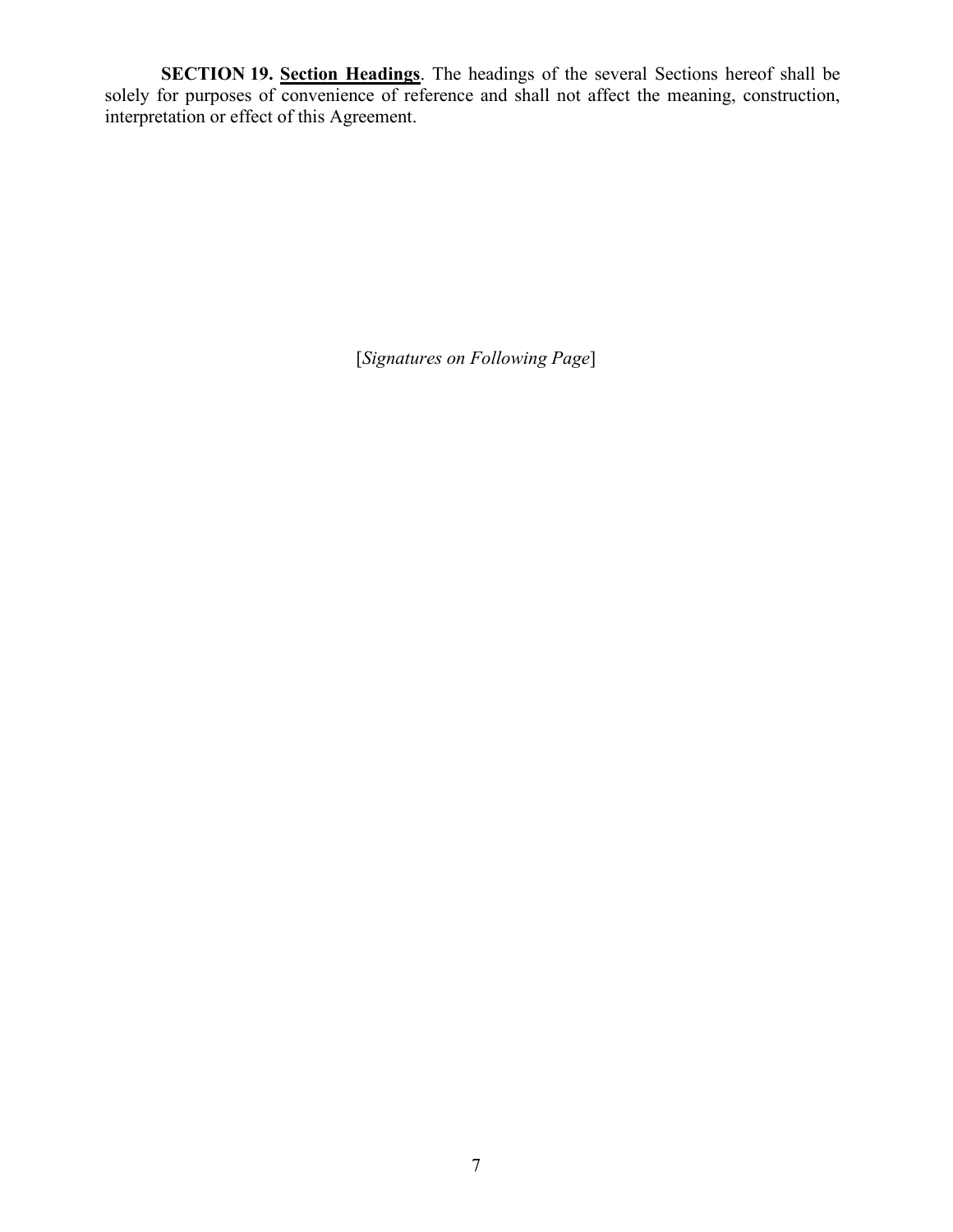**SECTION 19. Section Headings**. The headings of the several Sections hereof shall be solely for purposes of convenience of reference and shall not affect the meaning, construction, interpretation or effect of this Agreement.

[*Signatures on Following Page*]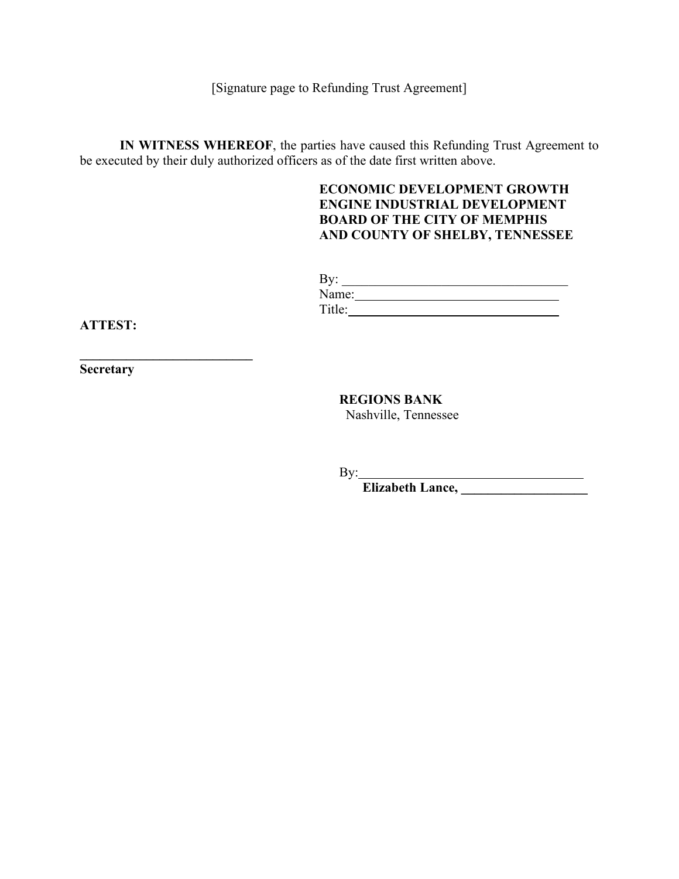[Signature page to Refunding Trust Agreement]

**IN WITNESS WHEREOF**, the parties have caused this Refunding Trust Agreement to be executed by their duly authorized officers as of the date first written above.

**ECONOMIC DEVELOPMENT GROWTH ENGINE INDUSTRIAL DEVELOPMENT BOARD OF THE CITY OF MEMPHIS AND COUNTY OF SHELBY, TENNESSEE**

By: ___________________________________
Name:_______________________________
Title:_______________________________

**ATTEST:**

___________________________
**Secretary**

**REGIONS BANK**
Nashville, Tennessee

By:___________________________________
**Elizabeth Lance, ___________________**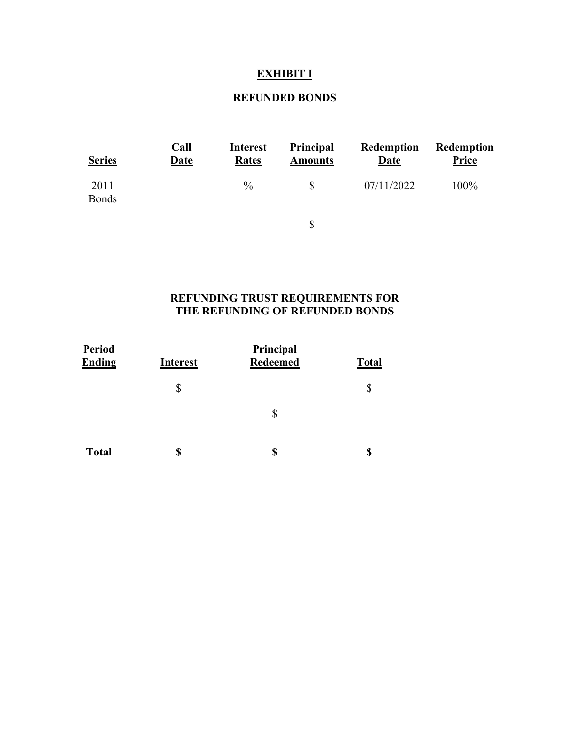# EXHIBIT I

## REFUNDED BONDS

| Series | Call Date | Interest Rates | Principal Amounts | Redemption Date | Redemption Price |
|---|---|---|---|---|---|
| 2011 Bonds | | % | $ | 07/11/2022 | 100% |
| | | | $ | | |

## REFUNDING TRUST REQUIREMENTS FOR THE REFUNDING OF REFUNDED BONDS

| Period Ending | Interest | Principal Redeemed | Total |
|---|---|---|---|
| | $ | | $ |
| | | $ | |
| **Total** | **$** | **$** | **$** |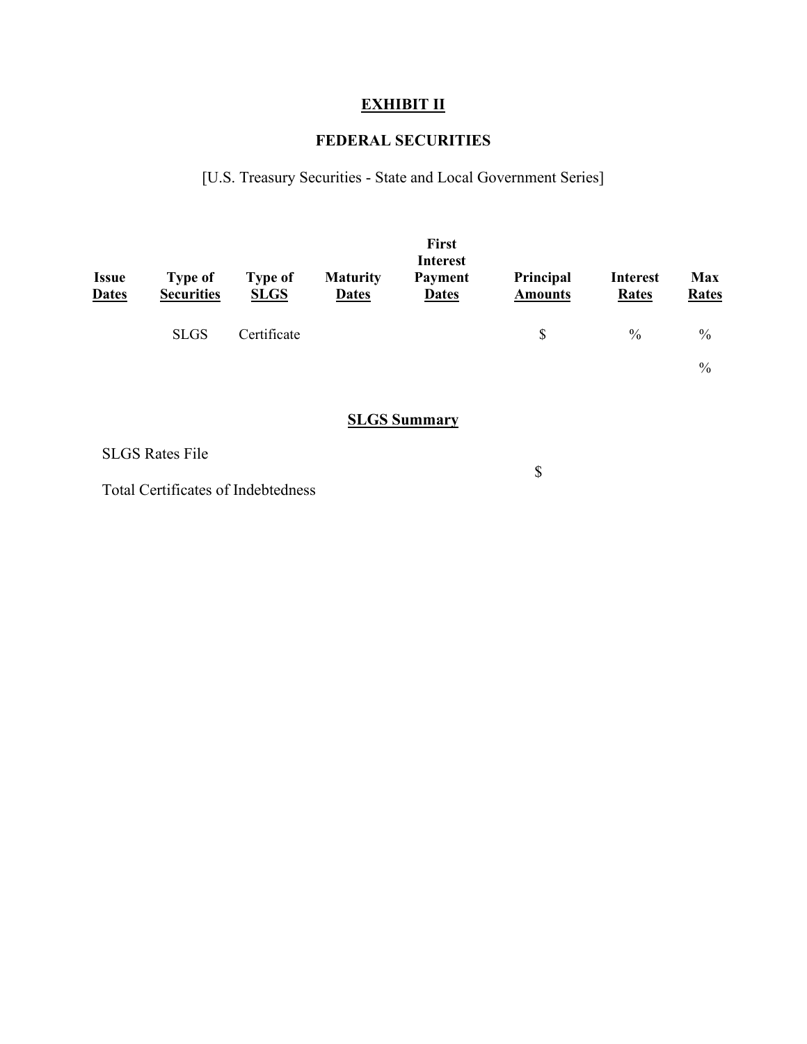# EXHIBIT II

## FEDERAL SECURITIES

[U.S. Treasury Securities - State and Local Government Series]

| Issue Dates | Type of Securities | Type of SLGS | Maturity Dates | First Interest Payment Dates | Principal Amounts | Interest Rates | Max Rates |
|---|---|---|---|---|---|---|---|
| | SLGS | Certificate | | | $ | % | % |
| | | | | | | | % |

## SLGS Summary

| | |
|---|---|
| SLGS Rates File | |
| Total Certificates of Indebtedness | $ |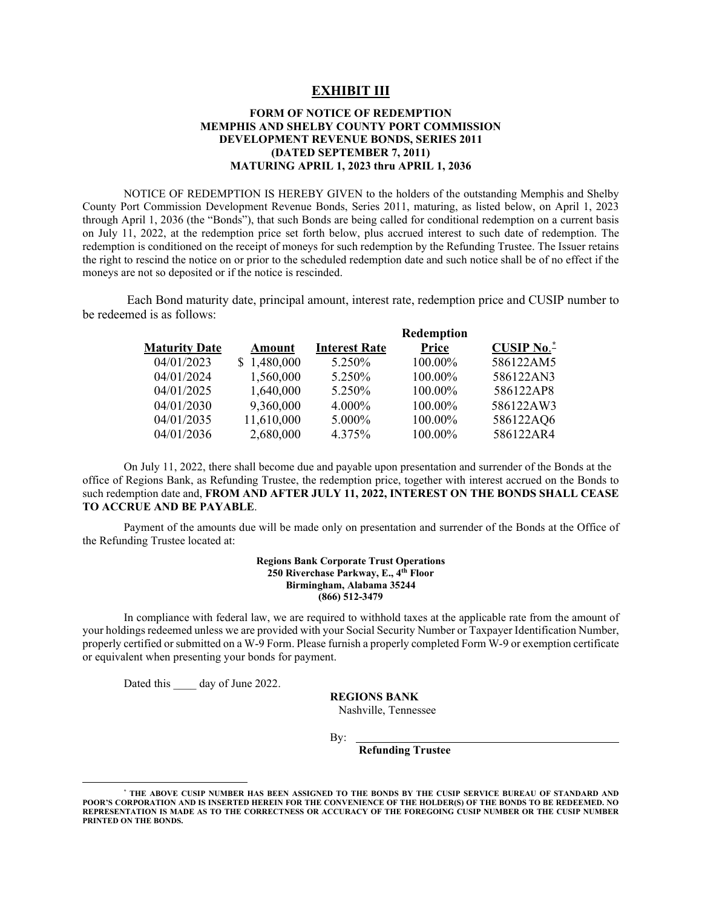# EXHIBIT III

**FORM OF NOTICE OF REDEMPTION**
**MEMPHIS AND SHELBY COUNTY PORT COMMISSION**
**DEVELOPMENT REVENUE BONDS, SERIES 2011**
**(DATED SEPTEMBER 7, 2011)**
**MATURING APRIL 1, 2023 thru APRIL 1, 2036**

NOTICE OF REDEMPTION IS HEREBY GIVEN to the holders of the outstanding Memphis and Shelby County Port Commission Development Revenue Bonds, Series 2011, maturing, as listed below, on April 1, 2023 through April 1, 2036 (the "Bonds"), that such Bonds are being called for conditional redemption on a current basis on July 11, 2022, at the redemption price set forth below, plus accrued interest to such date of redemption. The redemption is conditioned on the receipt of moneys for such redemption by the Refunding Trustee. The Issuer retains the right to rescind the notice on or prior to the scheduled redemption date and such notice shall be of no effect if the moneys are not so deposited or if the notice is rescinded.

Each Bond maturity date, principal amount, interest rate, redemption price and CUSIP number to be redeemed is as follows:

| Maturity Date | Amount | Interest Rate | Redemption Price | CUSIP No.* |
|---|---|---|---|---|
| 04/01/2023 | $ 1,480,000 | 5.250% | 100.00% | 586122AM5 |
| 04/01/2024 | 1,560,000 | 5.250% | 100.00% | 586122AN3 |
| 04/01/2025 | 1,640,000 | 5.250% | 100.00% | 586122AP8 |
| 04/01/2030 | 9,360,000 | 4.000% | 100.00% | 586122AW3 |
| 04/01/2035 | 11,610,000 | 5.000% | 100.00% | 586122AQ6 |
| 04/01/2036 | 2,680,000 | 4.375% | 100.00% | 586122AR4 |

On July 11, 2022, there shall become due and payable upon presentation and surrender of the Bonds at the office of Regions Bank, as Refunding Trustee, the redemption price, together with interest accrued on the Bonds to such redemption date and, **FROM AND AFTER JULY 11, 2022, INTEREST ON THE BONDS SHALL CEASE TO ACCRUE AND BE PAYABLE**.

Payment of the amounts due will be made only on presentation and surrender of the Bonds at the Office of the Refunding Trustee located at:

**Regions Bank Corporate Trust Operations**
**250 Riverchase Parkway, E., 4th Floor**
**Birmingham, Alabama 35244**
**(866) 512-3479**

In compliance with federal law, we are required to withhold taxes at the applicable rate from the amount of your holdings redeemed unless we are provided with your Social Security Number or Taxpayer Identification Number, properly certified or submitted on a W-9 Form. Please furnish a properly completed Form W-9 or exemption certificate or equivalent when presenting your bonds for payment.

Dated this ____ day of June 2022.

**REGIONS BANK**
Nashville, Tennessee

By: ________________________________
**Refunding Trustee**

---

* **THE ABOVE CUSIP NUMBER HAS BEEN ASSIGNED TO THE BONDS BY THE CUSIP SERVICE BUREAU OF STANDARD AND POOR'S CORPORATION AND IS INSERTED HEREIN FOR THE CONVENIENCE OF THE HOLDER(S) OF THE BONDS TO BE REDEEMED. NO REPRESENTATION IS MADE AS TO THE CORRECTNESS OR ACCURACY OF THE FOREGOING CUSIP NUMBER OR THE CUSIP NUMBER PRINTED ON THE BONDS.**